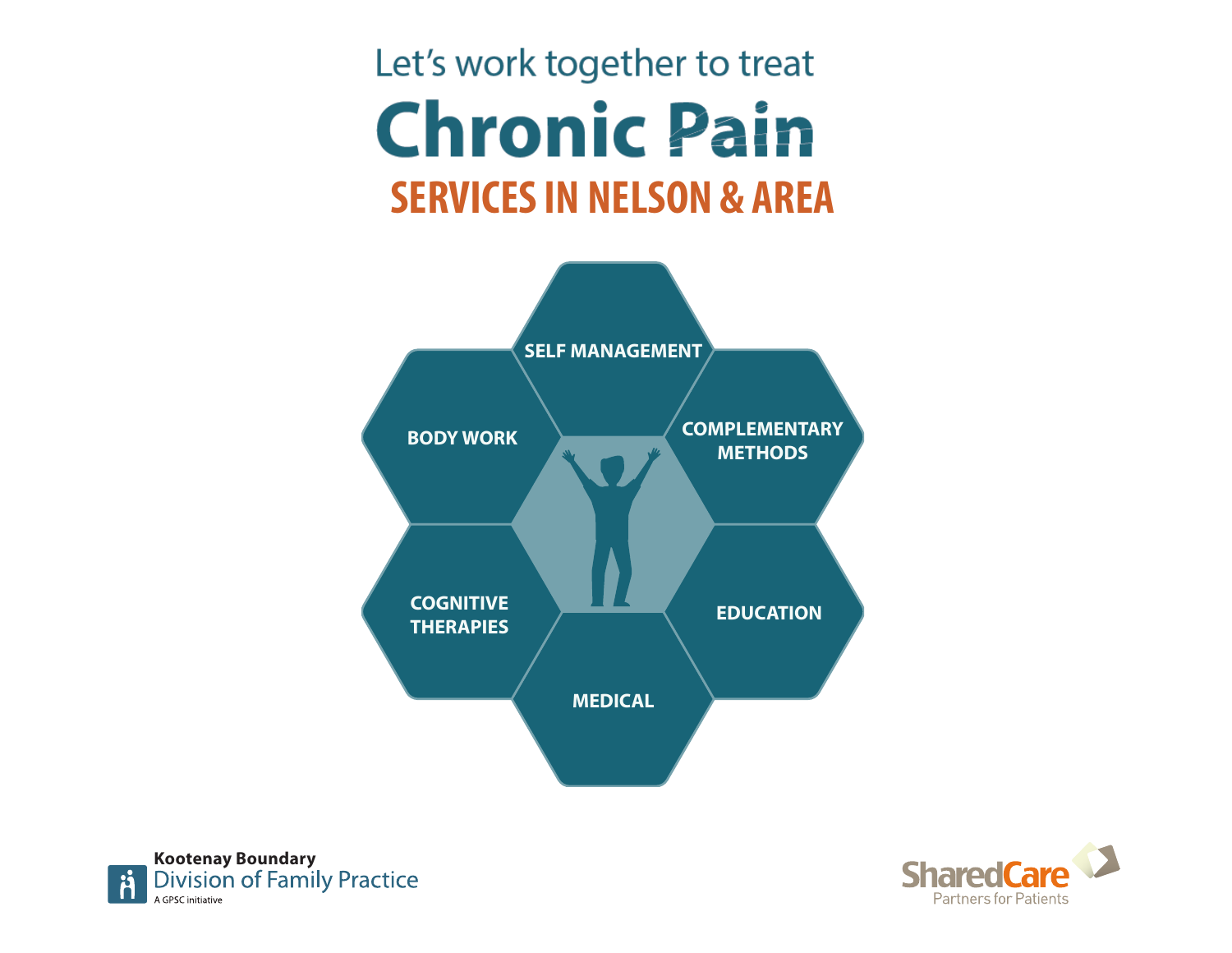Let's work together to treat

# Chronic Pain

## SERVICES IN NELSON & AREA

- SELF MANAGEMENT
- COMPLEMENTARY METHODS
- EDUCATION
- MEDICAL
- COGNITIVE THERAPIES
- BODY WORK

**Kootenay Boundary**
Division of Family Practice
A GPSC initiative

SharedCare
Partners for Patients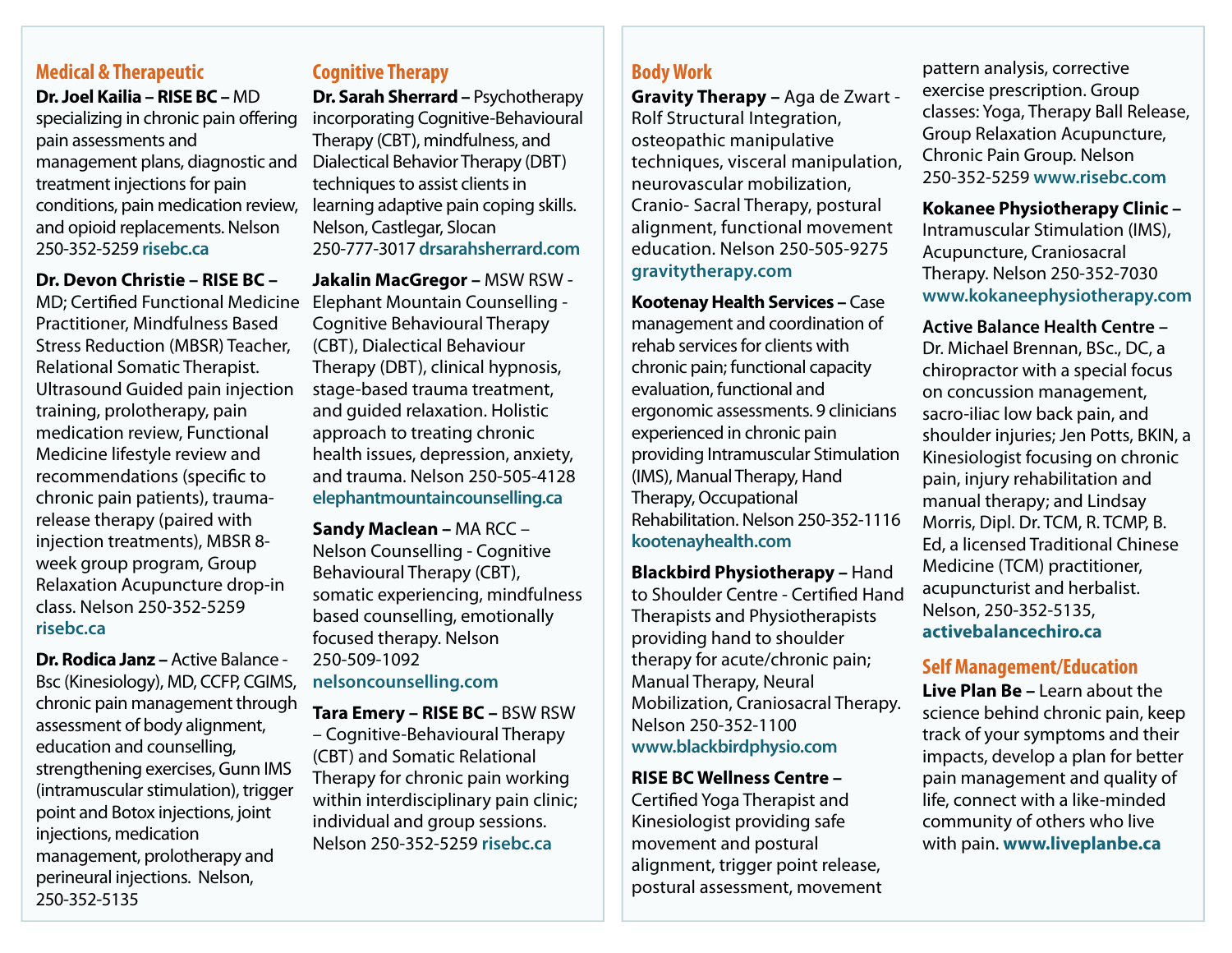## Medical & Therapeutic

**Dr. Joel Kailia – RISE BC –** MD specializing in chronic pain offering pain assessments and management plans, diagnostic and treatment injections for pain conditions, pain medication review, and opioid replacements. Nelson 250-352-5259 **risebc.ca**

**Dr. Devon Christie – RISE BC –** MD; Certified Functional Medicine Practitioner, Mindfulness Based Stress Reduction (MBSR) Teacher, Relational Somatic Therapist. Ultrasound Guided pain injection training, prolotherapy, pain medication review, Functional Medicine lifestyle review and recommendations (specific to chronic pain patients), trauma-release therapy (paired with injection treatments), MBSR 8-week group program, Group Relaxation Acupuncture drop-in class. Nelson 250-352-5259 **risebc.ca**

**Dr. Rodica Janz –** Active Balance - Bsc (Kinesiology), MD, CCFP, CGIMS, chronic pain management through assessment of body alignment, education and counselling, strengthening exercises, Gunn IMS (intramuscular stimulation), trigger point and Botox injections, joint injections, medication management, prolotherapy and perineural injections. Nelson, 250-352-5135

## Cognitive Therapy

**Dr. Sarah Sherrard –** Psychotherapy incorporating Cognitive-Behavioural Therapy (CBT), mindfulness, and Dialectical Behavior Therapy (DBT) techniques to assist clients in learning adaptive pain coping skills. Nelson, Castlegar, Slocan 250-777-3017 **drsarahsherrard.com**

**Jakalin MacGregor –** MSW RSW - Elephant Mountain Counselling - Cognitive Behavioural Therapy (CBT), Dialectical Behaviour Therapy (DBT), clinical hypnosis, stage-based trauma treatment, and guided relaxation. Holistic approach to treating chronic health issues, depression, anxiety, and trauma. Nelson 250-505-4128 **elephantmountaincounselling.ca**

**Sandy Maclean –** MA RCC – Nelson Counselling - Cognitive Behavioural Therapy (CBT), somatic experiencing, mindfulness based counselling, emotionally focused therapy. Nelson 250-509-1092 **nelsoncounselling.com**

**Tara Emery – RISE BC –** BSW RSW – Cognitive-Behavioural Therapy (CBT) and Somatic Relational Therapy for chronic pain working within interdisciplinary pain clinic; individual and group sessions. Nelson 250-352-5259 **risebc.ca**

## Body Work

**Gravity Therapy –** Aga de Zwart - Rolf Structural Integration, osteopathic manipulative techniques, visceral manipulation, neurovascular mobilization, Cranio- Sacral Therapy, postural alignment, functional movement education. Nelson 250-505-9275 **gravitytherapy.com**

**Kootenay Health Services –** Case management and coordination of rehab services for clients with chronic pain; functional capacity evaluation, functional and ergonomic assessments. 9 clinicians experienced in chronic pain providing Intramuscular Stimulation (IMS), Manual Therapy, Hand Therapy, Occupational Rehabilitation. Nelson 250-352-1116 **kootenayhealth.com**

**Blackbird Physiotherapy –** Hand to Shoulder Centre - Certified Hand Therapists and Physiotherapists providing hand to shoulder therapy for acute/chronic pain; Manual Therapy, Neural Mobilization, Craniosacral Therapy. Nelson 250-352-1100 **www.blackbirdphysio.com**

**RISE BC Wellness Centre –** Certified Yoga Therapist and Kinesiologist providing safe movement and postural alignment, trigger point release, postural assessment, movement pattern analysis, corrective exercise prescription. Group classes: Yoga, Therapy Ball Release, Group Relaxation Acupuncture, Chronic Pain Group. Nelson 250-352-5259 **www.risebc.com**

**Kokanee Physiotherapy Clinic –** Intramuscular Stimulation (IMS), Acupuncture, Craniosacral Therapy. Nelson 250-352-7030 **www.kokaneephysiotherapy.com**

**Active Balance Health Centre –** Dr. Michael Brennan, BSc., DC, a chiropractor with a special focus on concussion management, sacro-iliac low back pain, and shoulder injuries; Jen Potts, BKIN, a Kinesiologist focusing on chronic pain, injury rehabilitation and manual therapy; and Lindsay Morris, Dipl. Dr. TCM, R. TCMP, B. Ed, a licensed Traditional Chinese Medicine (TCM) practitioner, acupuncturist and herbalist. Nelson, 250-352-5135, **activebalancechiro.ca**

## Self Management/Education

**Live Plan Be –** Learn about the science behind chronic pain, keep track of your symptoms and their impacts, develop a plan for better pain management and quality of life, connect with a like-minded community of others who live with pain. **www.liveplanbe.ca**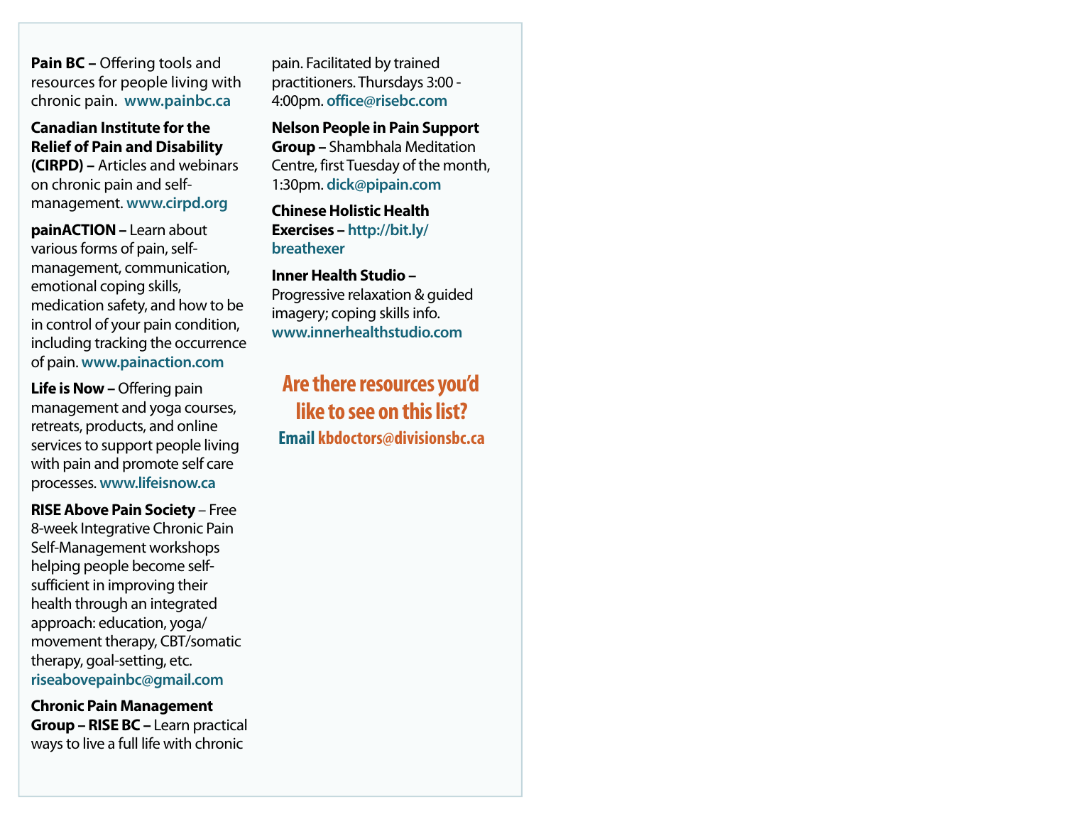**Pain BC –** Offering tools and resources for people living with chronic pain. **www.painbc.ca**

**Canadian Institute for the Relief of Pain and Disability (CIRPD) –** Articles and webinars on chronic pain and self-management. **www.cirpd.org**

**painACTION –** Learn about various forms of pain, self-management, communication, emotional coping skills, medication safety, and how to be in control of your pain condition, including tracking the occurrence of pain. **www.painaction.com**

**Life is Now –** Offering pain management and yoga courses, retreats, products, and online services to support people living with pain and promote self care processes. **www.lifeisnow.ca**

**RISE Above Pain Society** – Free 8-week Integrative Chronic Pain Self-Management workshops helping people become self-sufficient in improving their health through an integrated approach: education, yoga/movement therapy, CBT/somatic therapy, goal-setting, etc. **riseabovepainbc@gmail.com**

**Chronic Pain Management Group – RISE BC –** Learn practical ways to live a full life with chronic pain. Facilitated by trained practitioners. Thursdays 3:00 - 4:00pm. **office@risebc.com**

**Nelson People in Pain Support Group –** Shambhala Meditation Centre, first Tuesday of the month, 1:30pm. **dick@pipain.com**

**Chinese Holistic Health Exercises – http://bit.ly/breathexer**

**Inner Health Studio –** Progressive relaxation & guided imagery; coping skills info. **www.innerhealthstudio.com**

**Are there resources you'd like to see on this list?**

**Email kbdoctors@divisionsbc.ca**